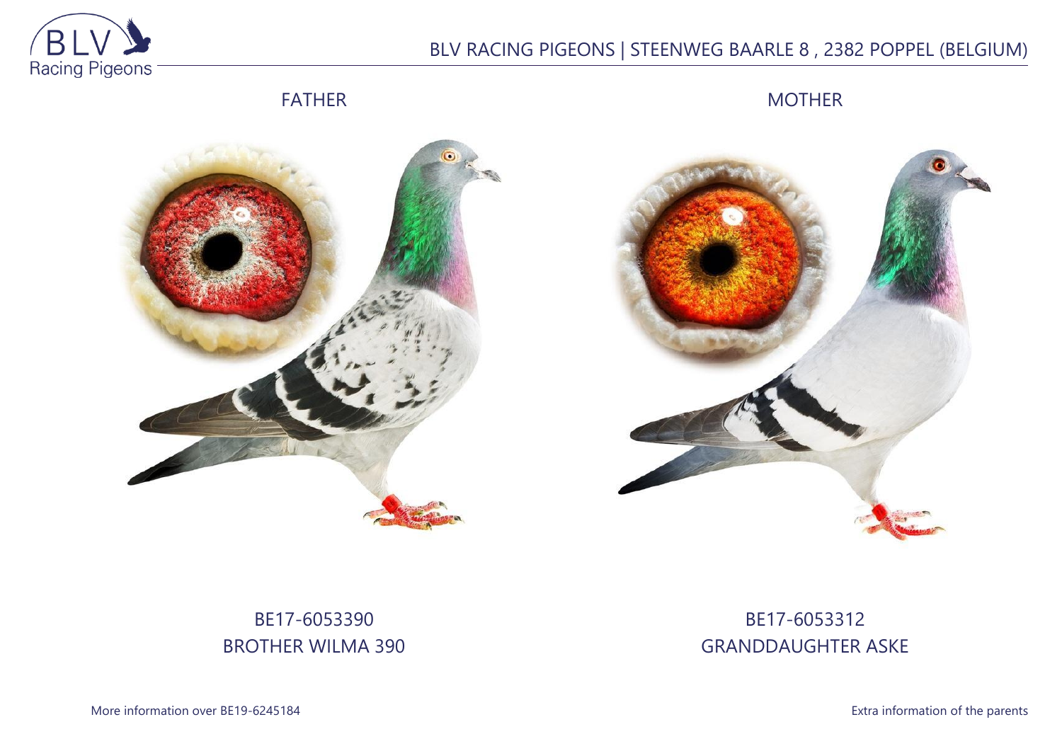BLV Racing Pigeons

BLV RACING PIGEONS | STEENWEG BAARLE 8 , 2382 POPPEL (BELGIUM)

FATHER

MOTHER

BE17-6053390
BROTHER WILMA 390

BE17-6053312
GRANDDAUGHTER ASKE

More information over BE19-6245184

Extra information of the parents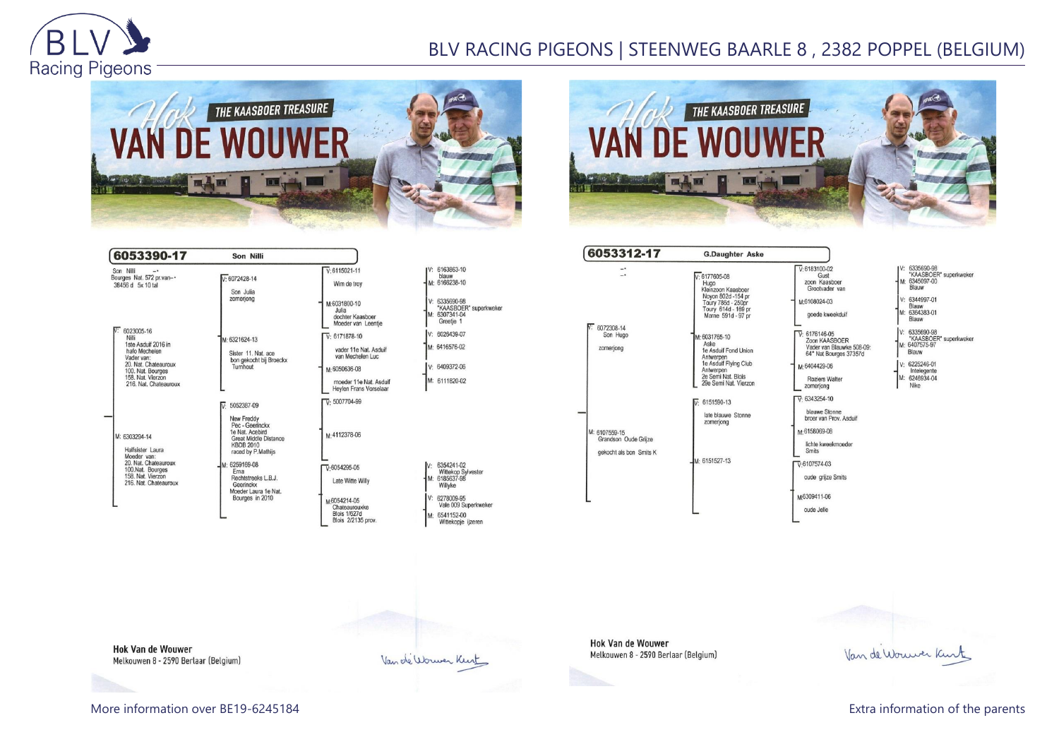# Hok VAN DE WOUWER – THE KAASBOER TREASURE

## 6053390-17 Son Nilli

Son Nilli
Bourges Nat. 572 pr.van--
38456 d 5x 10 tal

**V: 6023005-16**
Nilli
1ste Asduif 2016 in
hafo Mechelen
Vader van:
20. Nat. Chateauroux
100. Nat. Bourges
158. Nat. Vierzon
216. Nat. Chateauroux

- V: 6072428-14
  Son Julia
  zomerjong
  - V: 6115021-11
    Wim de troy
    - V: 6163863-10 blauw
    - M: 6166238-10
  - M: 6031800-10
    Julia
    dochter Kaasboer
    Moeder van Leentje
    - V: 6335690-98 "KAASBOER" superkweker
    - M: 6307341-04 Greetje 1
- M: 6321624-13
  Sister 11. Nat. ace
  bon gekocht bij Broeckx
  Turnhout
  - V: 6171878-10
    vader 11e Nat. Asduif
    van Mechelen Luc
    - V: 6026439-07
    - M: 6416576-02
  - M: 6050636-08
    moeder 11e Nat. Asduif
    Heylen Frans Vorselaar
    - V: 6409372-06
    - M: 6111620-02

**M: 6303294-14**
Halfsister Laura
Moeder van:
20. Nat. Chateauroux
100.Nat. Bourges
158. Nat. Vierzon
216. Nat. Chateauroux

- V: 5052387-09
  New Freddy
  Pec - Geerinckx
  1e Nat. Acebird
  Great Middle Distance
  KBDB 2010
  raced by P.Mathijs
  - V: 5007704-99
  - M: 4112378-06
- M: 6259169-08
  Erna
  Rechtstreeks L.B.J.
  Geerinckx
  Moeder Laura 1e Nat.
  Bourges in 2010
  - V: 6054295-05
    Late Witte Willy
    - V: 6354241-02 Witekop Sylvester
    - M: 6185637-98 Willyke
  - M: 6054214-05
    Chateaurouxke
    Blois 1/627d
    Blois 2/2135 prov.
    - V: 6278009-95 Vale 009 Superkweker
    - M: 6541152-00 Wittekopje ijzeren

Hok Van de Wouwer
Melkouwen 8 - 2590 Berlaar (Belgium)

Van de Wouwer Kurt

---

# Hok VAN DE WOUWER – THE KAASBOER TREASURE

## 6053312-17 G.Daughter Aske

**V: 6072308-14**
Son Hugo
zomerjong

- V: 6177605-08
  Hugo
  Kleinzoon Kaasboer
  Noyon 802d -154 pr
  Toury 786d - 250pr
  Toury 614d - 169 pr
  Marne 591d - 97 pr
  - V: 6183100-02
    Gust
    zoon Kaasboer
    Grootvader van
    - V: 6335690-98 "KAASBOER" superkweker
    - M: 6345097-00 Blauw
  - M: 6108024-03
    goede kweekduif
    - V: 6344997-01 Blauw
    - M: 6364383-01 Blauw
- M: 6031765-10
  Aske
  1e Asduif Fond Union
  Antwerpen
  1e Asduif Flying Club
  Antwerpen
  2e Semi Nat. Blois
  29e Semi Nat. Vierzon
  - V: 6176146-05
    Zoon KAASBOER
    Vader van Blauwke 508-09:
    64° Nat Bourges 37357d
    - V: 6335690-98 "KAASBOER" superkweker
    - M: 6407575-97 Blauw
  - M: 6404429-06
    Roziers Walter
    zomerjong
    - V: 6225246-01 Intelegente
    - M: 6246934-04 Nike

**M: 6107559-15**
Grandson Oude Grijze
gekocht als bon Smits K

- V: 6151590-13
  late blauwe Stonne
  zomerjong
  - V: 6343254-10
    blauwe Stonne
    broer van Prov. Asduif
  - M: 6158069-08
    lichte kweekmoeder
    Smits
- M: 6151527-13
  - V: 6107574-03
    oude grijze Smits
  - M: 6309411-06
    oude Jelle

Hok Van de Wouwer
Melkouwen 8 - 2590 Berlaar (Belgium)

Van de Wouwer Kurt

More information over BE19-6245184

Extra information of the parents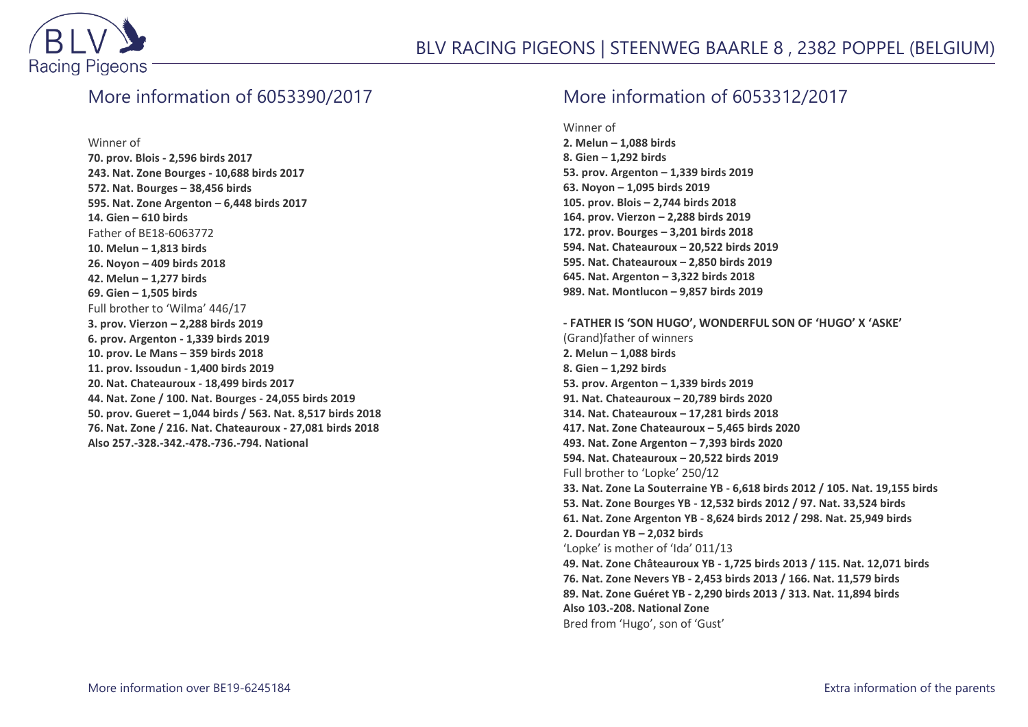## More information of 6053390/2017

Winner of

**70. prov. Blois - 2,596 birds 2017**
**243. Nat. Zone Bourges - 10,688 birds 2017**
**572. Nat. Bourges – 38,456 birds**
**595. Nat. Zone Argenton – 6,448 birds 2017**
**14. Gien – 610 birds**

Father of BE18-6063772

**10. Melun – 1,813 birds**
**26. Noyon – 409 birds 2018**
**42. Melun – 1,277 birds**
**69. Gien – 1,505 birds**

Full brother to 'Wilma' 446/17

**3. prov. Vierzon – 2,288 birds 2019**
**6. prov. Argenton - 1,339 birds 2019**
**10. prov. Le Mans – 359 birds 2018**
**11. prov. Issoudun - 1,400 birds 2019**
**20. Nat. Chateauroux - 18,499 birds 2017**
**44. Nat. Zone / 100. Nat. Bourges - 24,055 birds 2019**
**50. prov. Gueret – 1,044 birds / 563. Nat. 8,517 birds 2018**
**76. Nat. Zone / 216. Nat. Chateauroux - 27,081 birds 2018**
**Also 257.-328.-342.-478.-736.-794. National**

## More information of 6053312/2017

Winner of

**2. Melun – 1,088 birds**
**8. Gien – 1,292 birds**
**53. prov. Argenton – 1,339 birds 2019**
**63. Noyon – 1,095 birds 2019**
**105. prov. Blois – 2,744 birds 2018**
**164. prov. Vierzon – 2,288 birds 2019**
**172. prov. Bourges – 3,201 birds 2018**
**594. Nat. Chateauroux – 20,522 birds 2019**
**595. Nat. Chateauroux – 2,850 birds 2019**
**645. Nat. Argenton – 3,322 birds 2018**
**989. Nat. Montlucon – 9,857 birds 2019**

**- FATHER IS 'SON HUGO', WONDERFUL SON OF 'HUGO' X 'ASKE'**

(Grand)father of winners

**2. Melun – 1,088 birds**
**8. Gien – 1,292 birds**
**53. prov. Argenton – 1,339 birds 2019**
**91. Nat. Chateauroux – 20,789 birds 2020**
**314. Nat. Chateauroux – 17,281 birds 2018**
**417. Nat. Zone Chateauroux – 5,465 birds 2020**
**493. Nat. Zone Argenton – 7,393 birds 2020**
**594. Nat. Chateauroux – 20,522 birds 2019**

Full brother to 'Lopke' 250/12

**33. Nat. Zone La Souterraine YB - 6,618 birds 2012 / 105. Nat. 19,155 birds**
**53. Nat. Zone Bourges YB - 12,532 birds 2012 / 97. Nat. 33,524 birds**
**61. Nat. Zone Argenton YB - 8,624 birds 2012 / 298. Nat. 25,949 birds**
**2. Dourdan YB – 2,032 birds**

'Lopke' is mother of 'Ida' 011/13

**49. Nat. Zone Châteauroux YB - 1,725 birds 2013 / 115. Nat. 12,071 birds**
**76. Nat. Zone Nevers YB - 2,453 birds 2013 / 166. Nat. 11,579 birds**
**89. Nat. Zone Guéret YB - 2,290 birds 2013 / 313. Nat. 11,894 birds**
**Also 103.-208. National Zone**

Bred from 'Hugo', son of 'Gust'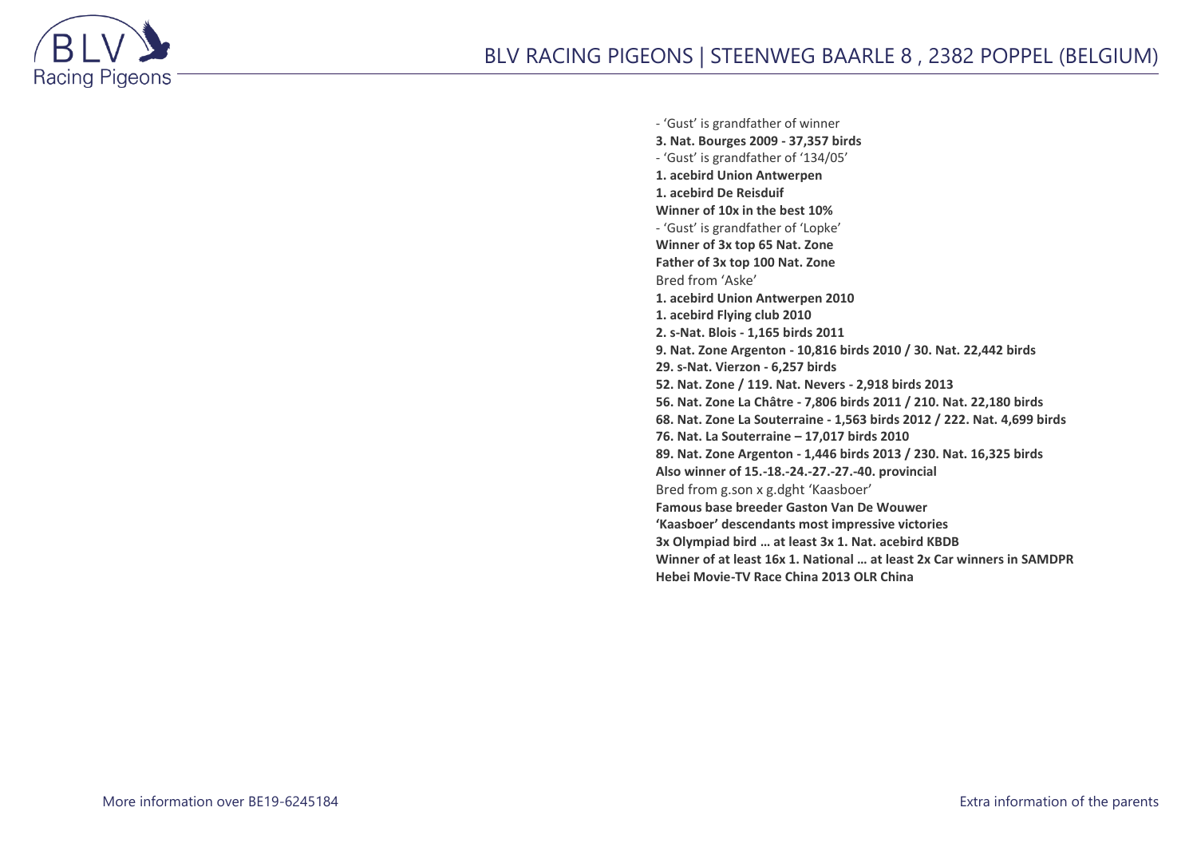- 'Gust' is grandfather of winner
**3. Nat. Bourges 2009 - 37,357 birds**
- 'Gust' is grandfather of '134/05'
**1. acebird Union Antwerpen**
**1. acebird De Reisduif**
**Winner of 10x in the best 10%**
- 'Gust' is grandfather of 'Lopke'
**Winner of 3x top 65 Nat. Zone**
**Father of 3x top 100 Nat. Zone**

Bred from 'Aske'
**1. acebird Union Antwerpen 2010**
**1. acebird Flying club 2010**
**2. s-Nat. Blois - 1,165 birds 2011**
**9. Nat. Zone Argenton - 10,816 birds 2010 / 30. Nat. 22,442 birds**
**29. s-Nat. Vierzon - 6,257 birds**
**52. Nat. Zone / 119. Nat. Nevers - 2,918 birds 2013**
**56. Nat. Zone La Châtre - 7,806 birds 2011 / 210. Nat. 22,180 birds**
**68. Nat. Zone La Souterraine - 1,563 birds 2012 / 222. Nat. 4,699 birds**
**76. Nat. La Souterraine – 17,017 birds 2010**
**89. Nat. Zone Argenton - 1,446 birds 2013 / 230. Nat. 16,325 birds**
**Also winner of 15.-18.-24.-27.-27.-40. provincial**

Bred from g.son x g.dght 'Kaasboer'
**Famous base breeder Gaston Van De Wouwer**
**'Kaasboer' descendants most impressive victories**
**3x Olympiad bird … at least 3x 1. Nat. acebird KBDB**
**Winner of at least 16x 1. National … at least 2x Car winners in SAMDPR**
**Hebei Movie-TV Race China 2013 OLR China**